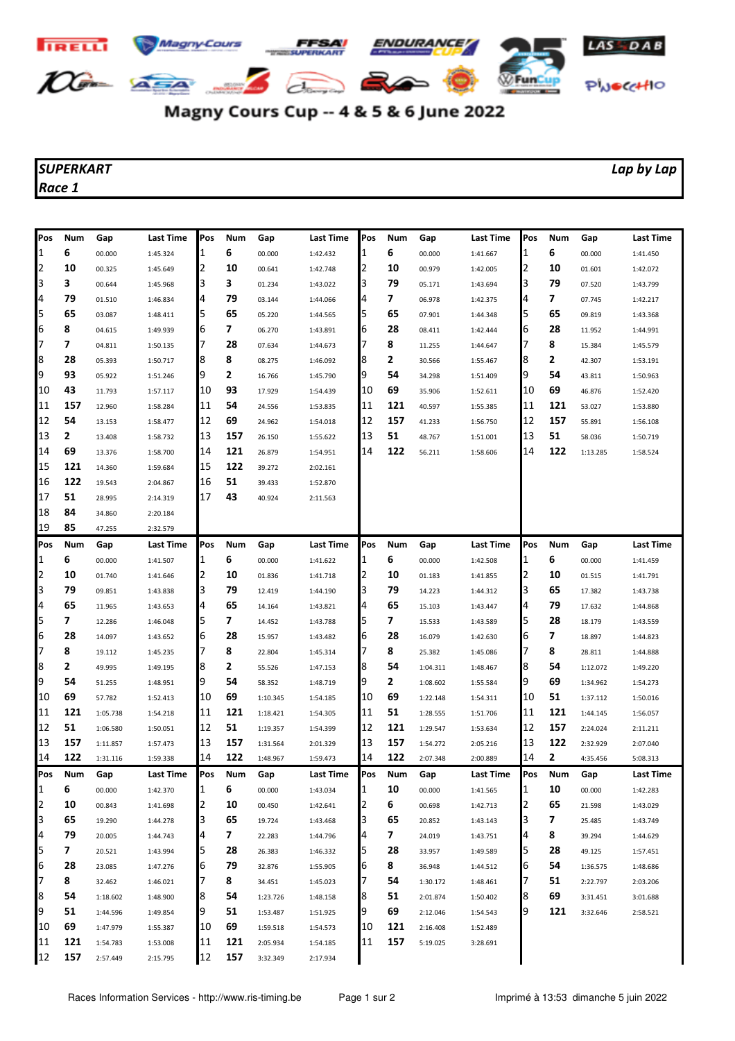# Magny Cours Cup -- 4 & 5 & 6 June 2022

## SUPERKART

## Race 1

**Lap by Lap**

| Pos | Num | Gap | Last Time | Pos | Num | Gap | Last Time | Pos | Num | Gap | Last Time | Pos | Num | Gap | Last Time |
|---|---|---|---|---|---|---|---|---|---|---|---|---|---|---|---|
| 1 | 6 | 00.000 | 1:45.324 | 1 | 6 | 00.000 | 1:42.432 | 1 | 6 | 00.000 | 1:41.667 | 1 | 6 | 00.000 | 1:41.450 |
| 2 | 10 | 00.325 | 1:45.649 | 2 | 10 | 00.641 | 1:42.748 | 2 | 10 | 00.979 | 1:42.005 | 2 | 10 | 01.601 | 1:42.072 |
| 3 | 3 | 00.644 | 1:45.968 | 3 | 3 | 01.234 | 1:43.022 | 3 | 79 | 05.171 | 1:43.694 | 3 | 79 | 07.520 | 1:43.799 |
| 4 | 79 | 01.510 | 1:46.834 | 4 | 79 | 03.144 | 1:44.066 | 4 | 7 | 06.978 | 1:42.375 | 4 | 7 | 07.745 | 1:42.217 |
| 5 | 65 | 03.087 | 1:48.411 | 5 | 65 | 05.220 | 1:44.565 | 5 | 65 | 07.901 | 1:44.348 | 5 | 65 | 09.819 | 1:43.368 |
| 6 | 8 | 04.615 | 1:49.939 | 6 | 7 | 06.270 | 1:43.891 | 6 | 28 | 08.411 | 1:42.444 | 6 | 28 | 11.952 | 1:44.991 |
| 7 | 7 | 04.811 | 1:50.135 | 7 | 28 | 07.634 | 1:44.673 | 7 | 8 | 11.255 | 1:44.647 | 7 | 8 | 15.384 | 1:45.579 |
| 8 | 28 | 05.393 | 1:50.717 | 8 | 8 | 08.275 | 1:46.092 | 8 | 2 | 30.566 | 1:55.467 | 8 | 2 | 42.307 | 1:53.191 |
| 9 | 93 | 05.922 | 1:51.246 | 9 | 2 | 16.766 | 1:45.790 | 9 | 54 | 34.298 | 1:51.409 | 9 | 54 | 43.811 | 1:50.963 |
| 10 | 43 | 11.793 | 1:57.117 | 10 | 93 | 17.929 | 1:54.439 | 10 | 69 | 35.906 | 1:52.611 | 10 | 69 | 46.876 | 1:52.420 |
| 11 | 157 | 12.960 | 1:58.284 | 11 | 54 | 24.556 | 1:53.835 | 11 | 121 | 40.597 | 1:55.385 | 11 | 121 | 53.027 | 1:53.880 |
| 12 | 54 | 13.153 | 1:58.477 | 12 | 69 | 24.962 | 1:54.018 | 12 | 157 | 41.233 | 1:56.750 | 12 | 157 | 55.891 | 1:56.108 |
| 13 | 2 | 13.408 | 1:58.732 | 13 | 157 | 26.150 | 1:55.622 | 13 | 51 | 48.767 | 1:51.001 | 13 | 51 | 58.036 | 1:50.719 |
| 14 | 69 | 13.376 | 1:58.700 | 14 | 121 | 26.879 | 1:54.951 | 14 | 122 | 56.211 | 1:58.606 | 14 | 122 | 1:13.285 | 1:58.524 |
| 15 | 121 | 14.360 | 1:59.684 | 15 | 122 | 39.272 | 2:02.161 | | | | | | | | |
| 16 | 122 | 19.543 | 2:04.867 | 16 | 51 | 39.433 | 1:52.870 | | | | | | | | |
| 17 | 51 | 28.995 | 2:14.319 | 17 | 43 | 40.924 | 2:11.563 | | | | | | | | |
| 18 | 84 | 34.860 | 2:20.184 | | | | | | | | | | | | |
| 19 | 85 | 47.255 | 2:32.579 | | | | | | | | | | | | |

| Pos | Num | Gap | Last Time | Pos | Num | Gap | Last Time | Pos | Num | Gap | Last Time | Pos | Num | Gap | Last Time |
|---|---|---|---|---|---|---|---|---|---|---|---|---|---|---|---|
| 1 | 6 | 00.000 | 1:41.507 | 1 | 6 | 00.000 | 1:41.622 | 1 | 6 | 00.000 | 1:42.508 | 1 | 6 | 00.000 | 1:41.459 |
| 2 | 10 | 01.740 | 1:41.646 | 2 | 10 | 01.836 | 1:41.718 | 2 | 10 | 01.183 | 1:41.855 | 2 | 10 | 01.515 | 1:41.791 |
| 3 | 79 | 09.851 | 1:43.838 | 3 | 79 | 12.419 | 1:44.190 | 3 | 79 | 14.223 | 1:44.312 | 3 | 65 | 17.382 | 1:43.738 |
| 4 | 65 | 11.965 | 1:43.653 | 4 | 65 | 14.164 | 1:43.821 | 4 | 65 | 15.103 | 1:43.447 | 4 | 79 | 17.632 | 1:44.868 |
| 5 | 7 | 12.286 | 1:46.048 | 5 | 7 | 14.452 | 1:43.788 | 5 | 7 | 15.533 | 1:43.589 | 5 | 28 | 18.179 | 1:43.559 |
| 6 | 28 | 14.097 | 1:43.652 | 6 | 28 | 15.957 | 1:43.482 | 6 | 28 | 16.079 | 1:42.630 | 6 | 7 | 18.897 | 1:44.823 |
| 7 | 8 | 19.112 | 1:45.235 | 7 | 8 | 22.804 | 1:45.314 | 7 | 8 | 25.382 | 1:45.086 | 7 | 8 | 28.811 | 1:44.888 |
| 8 | 2 | 49.995 | 1:49.195 | 8 | 2 | 55.526 | 1:47.153 | 8 | 54 | 1:04.311 | 1:48.467 | 8 | 54 | 1:12.072 | 1:49.220 |
| 9 | 54 | 51.255 | 1:48.951 | 9 | 54 | 58.352 | 1:48.719 | 9 | 2 | 1:08.602 | 1:55.584 | 9 | 69 | 1:34.962 | 1:54.273 |
| 10 | 69 | 57.782 | 1:52.413 | 10 | 69 | 1:10.345 | 1:54.185 | 10 | 69 | 1:22.148 | 1:54.311 | 10 | 51 | 1:37.112 | 1:50.016 |
| 11 | 121 | 1:05.738 | 1:54.218 | 11 | 121 | 1:18.421 | 1:54.305 | 11 | 51 | 1:28.555 | 1:51.706 | 11 | 121 | 1:44.145 | 1:56.057 |
| 12 | 51 | 1:06.580 | 1:50.051 | 12 | 51 | 1:19.357 | 1:54.399 | 12 | 121 | 1:29.547 | 1:53.634 | 12 | 157 | 2:24.024 | 2:11.211 |
| 13 | 157 | 1:11.857 | 1:57.473 | 13 | 157 | 1:31.564 | 2:01.329 | 13 | 157 | 1:54.272 | 2:05.216 | 13 | 122 | 2:32.929 | 2:07.040 |
| 14 | 122 | 1:31.116 | 1:59.338 | 14 | 122 | 1:48.967 | 1:59.473 | 14 | 122 | 2:07.348 | 2:00.889 | 14 | 2 | 4:35.456 | 5:08.313 |

| Pos | Num | Gap | Last Time | Pos | Num | Gap | Last Time | Pos | Num | Gap | Last Time | Pos | Num | Gap | Last Time |
|---|---|---|---|---|---|---|---|---|---|---|---|---|---|---|---|
| 1 | 6 | 00.000 | 1:42.370 | 1 | 6 | 00.000 | 1:43.034 | 1 | 10 | 00.000 | 1:41.565 | 1 | 10 | 00.000 | 1:42.283 |
| 2 | 10 | 00.843 | 1:41.698 | 2 | 10 | 00.450 | 1:42.641 | 2 | 6 | 00.698 | 1:42.713 | 2 | 65 | 21.598 | 1:43.029 |
| 3 | 65 | 19.290 | 1:44.278 | 3 | 65 | 19.724 | 1:43.468 | 3 | 65 | 20.852 | 1:43.143 | 3 | 7 | 25.485 | 1:43.749 |
| 4 | 79 | 20.005 | 1:44.743 | 4 | 7 | 22.283 | 1:44.796 | 4 | 7 | 24.019 | 1:43.751 | 4 | 8 | 39.294 | 1:44.629 |
| 5 | 7 | 20.521 | 1:43.994 | 5 | 28 | 26.383 | 1:46.332 | 5 | 28 | 33.957 | 1:49.589 | 5 | 28 | 49.125 | 1:57.451 |
| 6 | 28 | 23.085 | 1:47.276 | 6 | 79 | 32.876 | 1:55.905 | 6 | 8 | 36.948 | 1:44.512 | 6 | 54 | 1:36.575 | 1:48.686 |
| 7 | 8 | 32.462 | 1:46.021 | 7 | 8 | 34.451 | 1:45.023 | 7 | 54 | 1:30.172 | 1:48.461 | 7 | 51 | 2:22.797 | 2:03.206 |
| 8 | 54 | 1:18.602 | 1:48.900 | 8 | 54 | 1:23.726 | 1:48.158 | 8 | 51 | 2:01.874 | 1:50.402 | 8 | 69 | 3:31.451 | 3:01.688 |
| 9 | 51 | 1:44.596 | 1:49.854 | 9 | 51 | 1:53.487 | 1:51.925 | 9 | 69 | 2:12.046 | 1:54.543 | 9 | 121 | 3:32.646 | 2:58.521 |
| 10 | 69 | 1:47.979 | 1:55.387 | 10 | 69 | 1:59.518 | 1:54.573 | 10 | 121 | 2:16.408 | 1:52.489 | | | | |
| 11 | 121 | 1:54.783 | 1:53.008 | 11 | 121 | 2:05.934 | 1:54.185 | 11 | 157 | 5:19.025 | 3:28.691 | | | | |
| 12 | 157 | 2:57.449 | 2:15.795 | 12 | 157 | 3:32.349 | 2:17.934 | | | | | | | | |

Races Information Services - http://www.ris-timing.be

Imprimé à 13:53 dimanche 5 juin 2022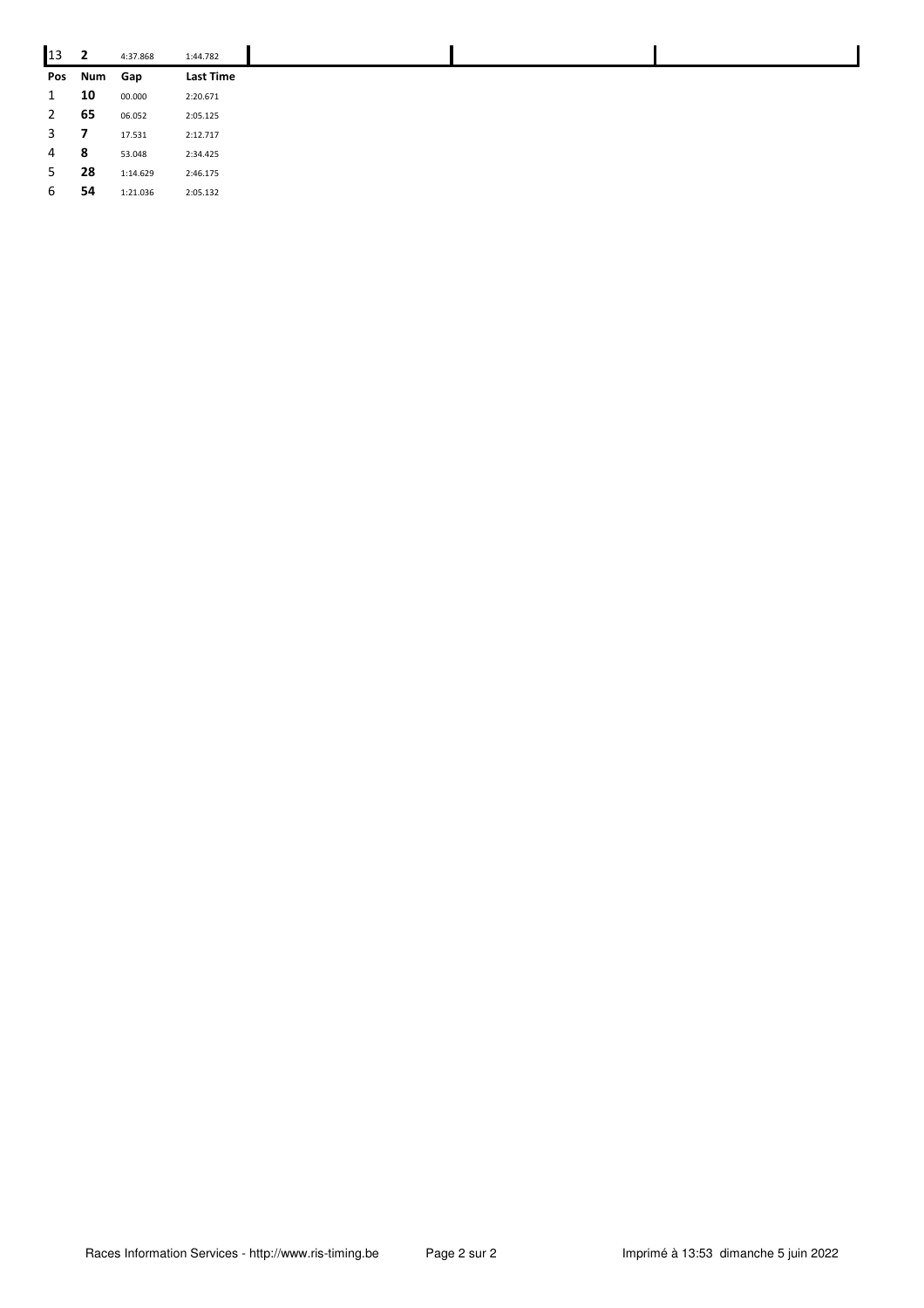| 13 | 2 | 4:37.868 | 1:44.782 |
|---|---|---|---|
| **Pos** | **Num** | **Gap** | **Last Time** |
| 1 | **10** | 00.000 | 2:20.671 |
| 2 | **65** | 06.052 | 2:05.125 |
| 3 | **7** | 17.531 | 2:12.717 |
| 4 | **8** | 53.048 | 2:34.425 |
| 5 | **28** | 1:14.629 | 2:46.175 |
| 6 | **54** | 1:21.036 | 2:05.132 |

Races Information Services - http://www.ris-timing.be

Imprimé à 13:53 dimanche 5 juin 2022